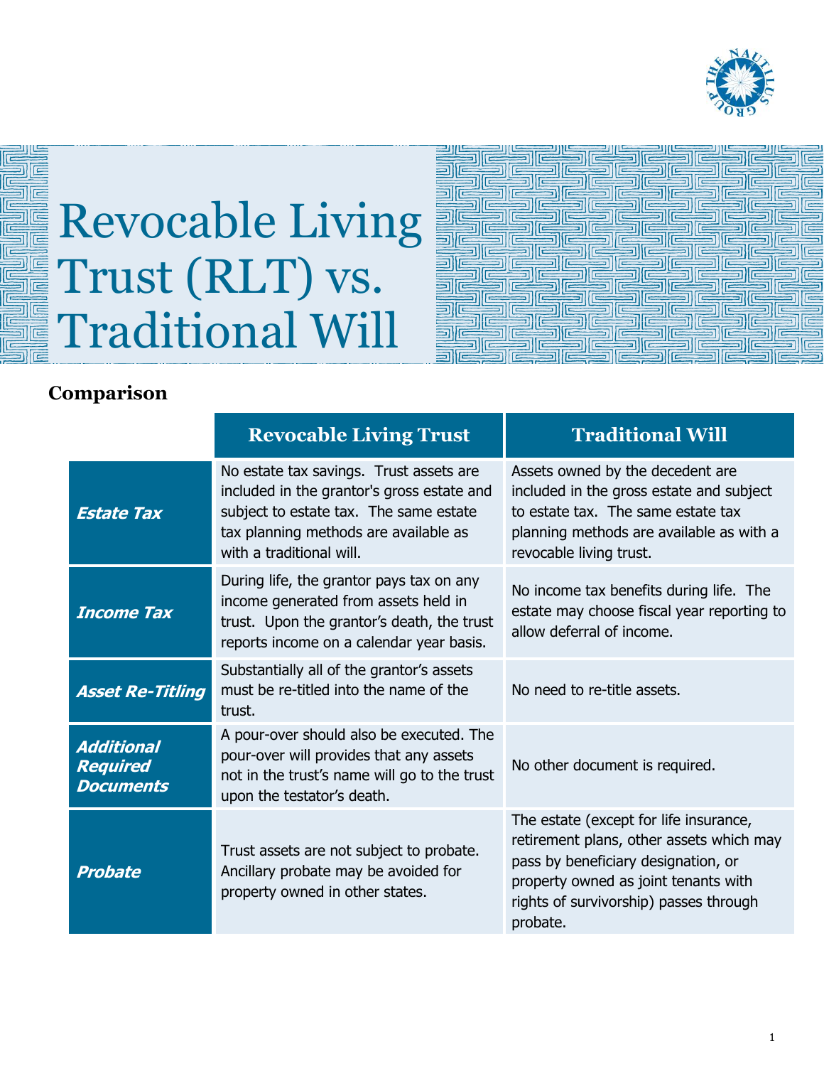# Revocable Living Trust (RLT) vs. Traditional Will

## Comparison

| | Revocable Living Trust | Traditional Will |
|---|---|---|
| ***Estate Tax*** | No estate tax savings. Trust assets are included in the grantor's gross estate and subject to estate tax. The same estate tax planning methods are available as with a traditional will. | Assets owned by the decedent are included in the gross estate and subject to estate tax. The same estate tax planning methods are available as with a revocable living trust. |
| ***Income Tax*** | During life, the grantor pays tax on any income generated from assets held in trust. Upon the grantor's death, the trust reports income on a calendar year basis. | No income tax benefits during life. The estate may choose fiscal year reporting to allow deferral of income. |
| ***Asset Re-Titling*** | Substantially all of the grantor's assets must be re-titled into the name of the trust. | No need to re-title assets. |
| ***Additional Required Documents*** | A pour-over should also be executed. The pour-over will provides that any assets not in the trust's name will go to the trust upon the testator's death. | No other document is required. |
| ***Probate*** | Trust assets are not subject to probate. Ancillary probate may be avoided for property owned in other states. | The estate (except for life insurance, retirement plans, other assets which may pass by beneficiary designation, or property owned as joint tenants with rights of survivorship) passes through probate. |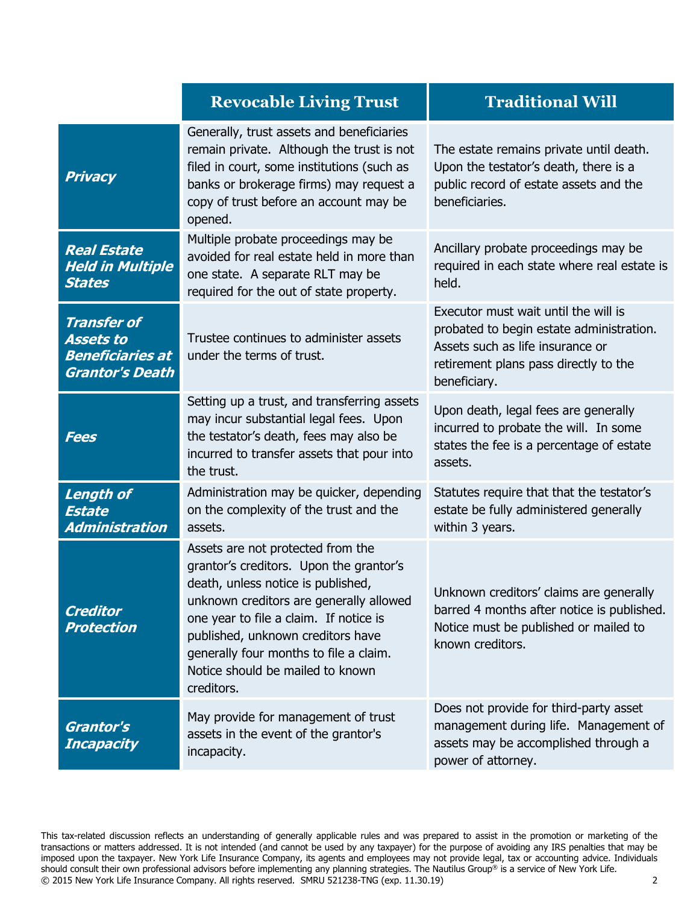| | Revocable Living Trust | Traditional Will |
|---|---|---|
| ***Privacy*** | Generally, trust assets and beneficiaries remain private. Although the trust is not filed in court, some institutions (such as banks or brokerage firms) may request a copy of trust before an account may be opened. | The estate remains private until death. Upon the testator's death, there is a public record of estate assets and the beneficiaries. |
| ***Real Estate Held in Multiple States*** | Multiple probate proceedings may be avoided for real estate held in more than one state. A separate RLT may be required for the out of state property. | Ancillary probate proceedings may be required in each state where real estate is held. |
| ***Transfer of Assets to Beneficiaries at Grantor's Death*** | Trustee continues to administer assets under the terms of trust. | Executor must wait until the will is probated to begin estate administration. Assets such as life insurance or retirement plans pass directly to the beneficiary. |
| ***Fees*** | Setting up a trust, and transferring assets may incur substantial legal fees. Upon the testator's death, fees may also be incurred to transfer assets that pour into the trust. | Upon death, legal fees are generally incurred to probate the will. In some states the fee is a percentage of estate assets. |
| ***Length of Estate Administration*** | Administration may be quicker, depending on the complexity of the trust and the assets. | Statutes require that that the testator's estate be fully administered generally within 3 years. |
| ***Creditor Protection*** | Assets are not protected from the grantor's creditors. Upon the grantor's death, unless notice is published, unknown creditors are generally allowed one year to file a claim. If notice is published, unknown creditors have generally four months to file a claim. Notice should be mailed to known creditors. | Unknown creditors' claims are generally barred 4 months after notice is published. Notice must be published or mailed to known creditors. |
| ***Grantor's Incapacity*** | May provide for management of trust assets in the event of the grantor's incapacity. | Does not provide for third-party asset management during life. Management of assets may be accomplished through a power of attorney. |

This tax-related discussion reflects an understanding of generally applicable rules and was prepared to assist in the promotion or marketing of the transactions or matters addressed. It is not intended (and cannot be used by any taxpayer) for the purpose of avoiding any IRS penalties that may be imposed upon the taxpayer. New York Life Insurance Company, its agents and employees may not provide legal, tax or accounting advice. Individuals should consult their own professional advisors before implementing any planning strategies. The Nautilus Group® is a service of New York Life.
© 2015 New York Life Insurance Company. All rights reserved. SMRU 521238-TNG (exp. 11.30.19)